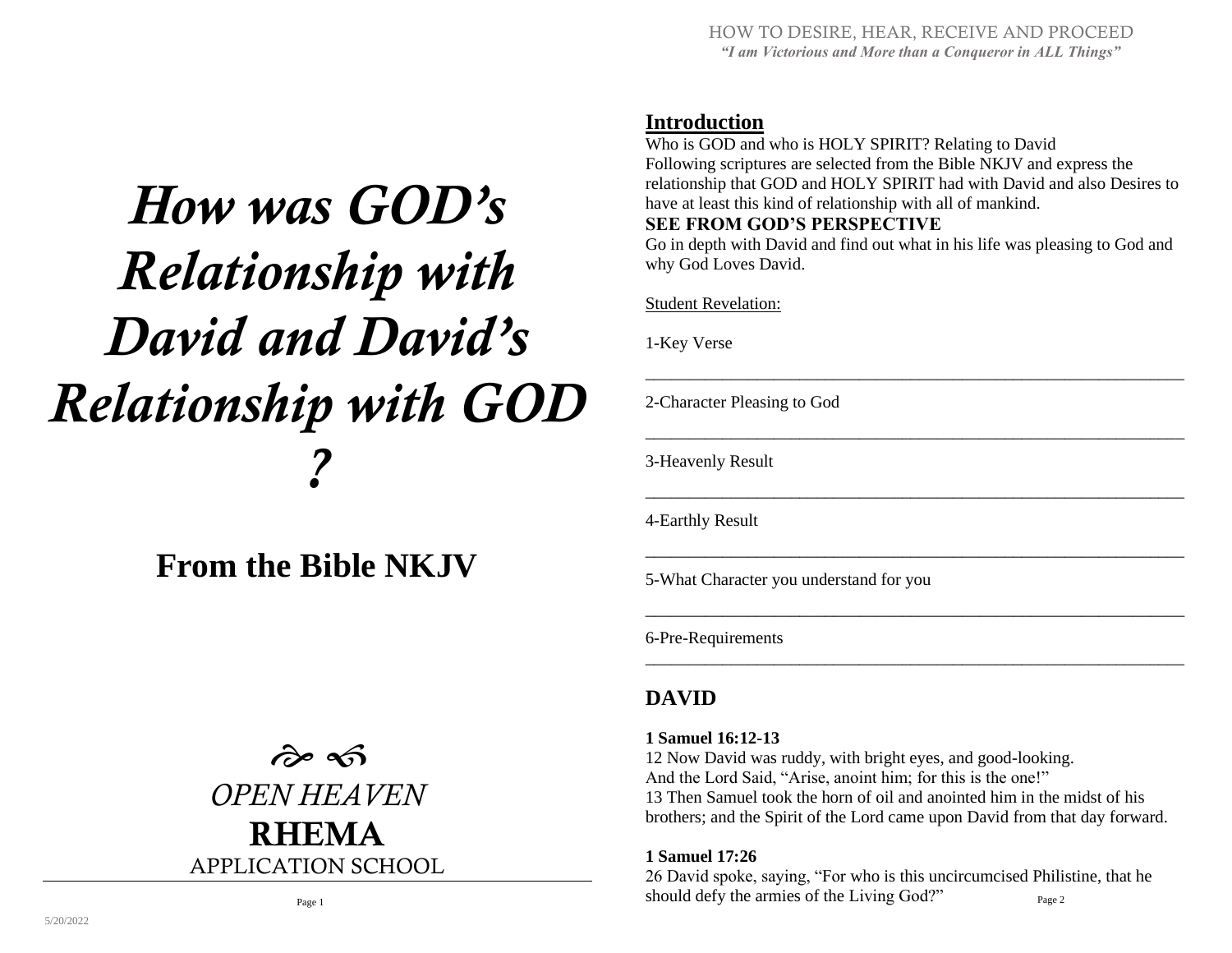# *How was GOD's Relationship with David and David's Relationship with GOD ?*

## From the Bible NKJV

☙ ❧

*OPEN HEAVEN*

**RHEMA**

APPLICATION SCHOOL

---

HOW TO DESIRE, HEAR, RECEIVE AND PROCEED

***"I am Victorious and More than a Conqueror in ALL Things"***

## Introduction

Who is GOD and who is HOLY SPIRIT? Relating to David
Following scriptures are selected from the Bible NKJV and express the relationship that GOD and HOLY SPIRIT had with David and also Desires to have at least this kind of relationship with all of mankind.

**SEE FROM GOD'S PERSPECTIVE**

Go in depth with David and find out what in his life was pleasing to God and why God Loves David.

Student Revelation:

1-Key Verse

_______________________________________________________________

2-Character Pleasing to God

_______________________________________________________________

3-Heavenly Result

_______________________________________________________________

4-Earthly Result

_______________________________________________________________

5-What Character you understand for you

_______________________________________________________________

6-Pre-Requirements

_______________________________________________________________

## DAVID

**1 Samuel 16:12-13**

12 Now David was ruddy, with bright eyes, and good-looking.
And the Lord Said, "Arise, anoint him; for this is the one!"
13 Then Samuel took the horn of oil and anointed him in the midst of his brothers; and the Spirit of the Lord came upon David from that day forward.

**1 Samuel 17:26**

26 David spoke, saying, "For who is this uncircumcised Philistine, that he should defy the armies of the Living God?"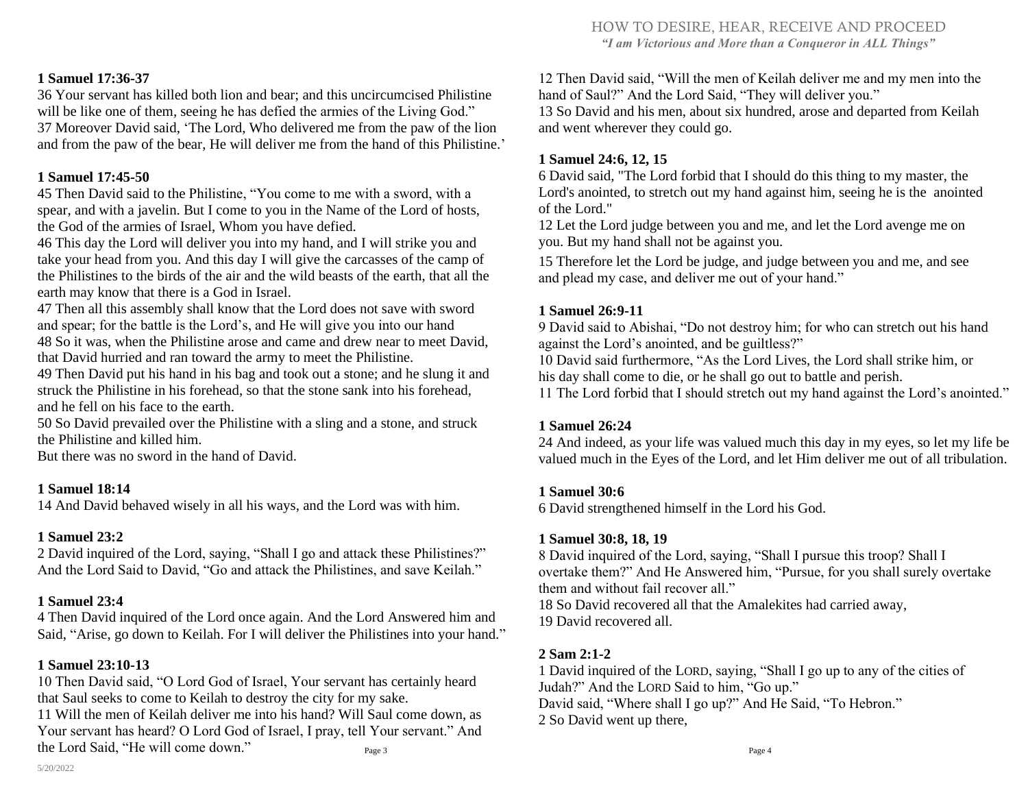**1 Samuel 17:36-37**

36 Your servant has killed both lion and bear; and this uncircumcised Philistine will be like one of them, seeing he has defied the armies of the Living God."
37 Moreover David said, 'The Lord, Who delivered me from the paw of the lion and from the paw of the bear, He will deliver me from the hand of this Philistine.'

**1 Samuel 17:45-50**

45 Then David said to the Philistine, "You come to me with a sword, with a spear, and with a javelin. But I come to you in the Name of the Lord of hosts, the God of the armies of Israel, Whom you have defied.
46 This day the Lord will deliver you into my hand, and I will strike you and take your head from you. And this day I will give the carcasses of the camp of the Philistines to the birds of the air and the wild beasts of the earth, that all the earth may know that there is a God in Israel.
47 Then all this assembly shall know that the Lord does not save with sword and spear; for the battle is the Lord's, and He will give you into our hand
48 So it was, when the Philistine arose and came and drew near to meet David, that David hurried and ran toward the army to meet the Philistine.
49 Then David put his hand in his bag and took out a stone; and he slung it and struck the Philistine in his forehead, so that the stone sank into his forehead, and he fell on his face to the earth.
50 So David prevailed over the Philistine with a sling and a stone, and struck the Philistine and killed him.
But there was no sword in the hand of David.

**1 Samuel 18:14**

14 And David behaved wisely in all his ways, and the Lord was with him.

**1 Samuel 23:2**

2 David inquired of the Lord, saying, "Shall I go and attack these Philistines?" And the Lord Said to David, "Go and attack the Philistines, and save Keilah."

**1 Samuel 23:4**

4 Then David inquired of the Lord once again. And the Lord Answered him and Said, "Arise, go down to Keilah. For I will deliver the Philistines into your hand."

**1 Samuel 23:10-13**

10 Then David said, "O Lord God of Israel, Your servant has certainly heard that Saul seeks to come to Keilah to destroy the city for my sake.
11 Will the men of Keilah deliver me into his hand? Will Saul come down, as Your servant has heard? O Lord God of Israel, I pray, tell Your servant." And the Lord Said, "He will come down."
12 Then David said, "Will the men of Keilah deliver me and my men into the hand of Saul?" And the Lord Said, "They will deliver you."
13 So David and his men, about six hundred, arose and departed from Keilah and went wherever they could go.

**1 Samuel 24:6, 12, 15**

6 David said, "The Lord forbid that I should do this thing to my master, the Lord's anointed, to stretch out my hand against him, seeing he is the anointed of the Lord."
12 Let the Lord judge between you and me, and let the Lord avenge me on you. But my hand shall not be against you.
15 Therefore let the Lord be judge, and judge between you and me, and see and plead my case, and deliver me out of your hand."

**1 Samuel 26:9-11**

9 David said to Abishai, "Do not destroy him; for who can stretch out his hand against the Lord's anointed, and be guiltless?"
10 David said furthermore, "As the Lord Lives, the Lord shall strike him, or his day shall come to die, or he shall go out to battle and perish.
11 The Lord forbid that I should stretch out my hand against the Lord's anointed."

**1 Samuel 26:24**

24 And indeed, as your life was valued much this day in my eyes, so let my life be valued much in the Eyes of the Lord, and let Him deliver me out of all tribulation.

**1 Samuel 30:6**

6 David strengthened himself in the Lord his God.

**1 Samuel 30:8, 18, 19**

8 David inquired of the Lord, saying, "Shall I pursue this troop? Shall I overtake them?" And He Answered him, "Pursue, for you shall surely overtake them and without fail recover all."
18 So David recovered all that the Amalekites had carried away,
19 David recovered all.

**2 Sam 2:1-2**

1 David inquired of the LORD, saying, "Shall I go up to any of the cities of Judah?" And the LORD Said to him, "Go up."
David said, "Where shall I go up?" And He Said, "To Hebron."
2 So David went up there,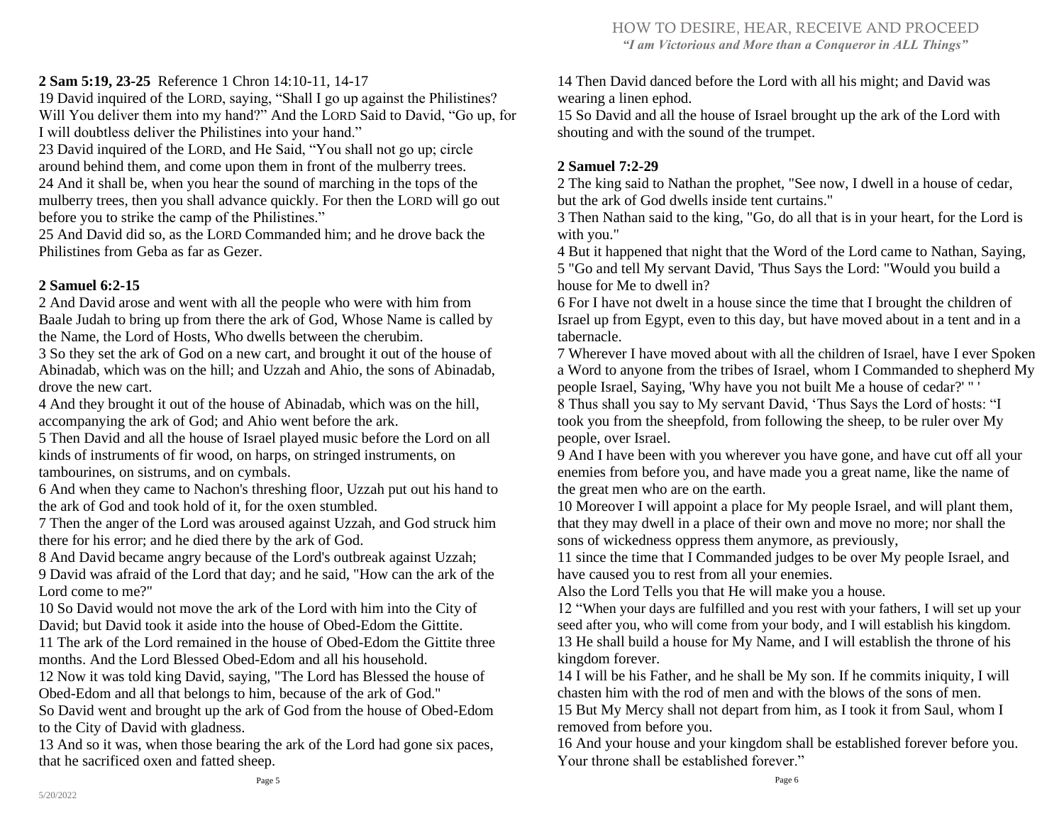**2 Sam 5:19, 23-25** Reference 1 Chron 14:10-11, 14-17

19 David inquired of the LORD, saying, "Shall I go up against the Philistines? Will You deliver them into my hand?" And the LORD Said to David, "Go up, for I will doubtless deliver the Philistines into your hand."

23 David inquired of the LORD, and He Said, "You shall not go up; circle around behind them, and come upon them in front of the mulberry trees.

24 And it shall be, when you hear the sound of marching in the tops of the mulberry trees, then you shall advance quickly. For then the LORD will go out before you to strike the camp of the Philistines."

25 And David did so, as the LORD Commanded him; and he drove back the Philistines from Geba as far as Gezer.

**2 Samuel 6:2-15**

2 And David arose and went with all the people who were with him from Baale Judah to bring up from there the ark of God, Whose Name is called by the Name, the Lord of Hosts, Who dwells between the cherubim.

3 So they set the ark of God on a new cart, and brought it out of the house of Abinadab, which was on the hill; and Uzzah and Ahio, the sons of Abinadab, drove the new cart.

4 And they brought it out of the house of Abinadab, which was on the hill, accompanying the ark of God; and Ahio went before the ark.

5 Then David and all the house of Israel played music before the Lord on all kinds of instruments of fir wood, on harps, on stringed instruments, on tambourines, on sistrums, and on cymbals.

6 And when they came to Nachon's threshing floor, Uzzah put out his hand to the ark of God and took hold of it, for the oxen stumbled.

7 Then the anger of the Lord was aroused against Uzzah, and God struck him there for his error; and he died there by the ark of God.

8 And David became angry because of the Lord's outbreak against Uzzah;

9 David was afraid of the Lord that day; and he said, "How can the ark of the Lord come to me?"

10 So David would not move the ark of the Lord with him into the City of David; but David took it aside into the house of Obed-Edom the Gittite.

11 The ark of the Lord remained in the house of Obed-Edom the Gittite three months. And the Lord Blessed Obed-Edom and all his household.

12 Now it was told king David, saying, "The Lord has Blessed the house of Obed-Edom and all that belongs to him, because of the ark of God."

So David went and brought up the ark of God from the house of Obed-Edom to the City of David with gladness.

13 And so it was, when those bearing the ark of the Lord had gone six paces, that he sacrificed oxen and fatted sheep.

14 Then David danced before the Lord with all his might; and David was wearing a linen ephod.

15 So David and all the house of Israel brought up the ark of the Lord with shouting and with the sound of the trumpet.

**2 Samuel 7:2-29**

2 The king said to Nathan the prophet, "See now, I dwell in a house of cedar, but the ark of God dwells inside tent curtains."

3 Then Nathan said to the king, "Go, do all that is in your heart, for the Lord is with you."

4 But it happened that night that the Word of the Lord came to Nathan, Saying,

5 "Go and tell My servant David, 'Thus Says the Lord: "Would you build a house for Me to dwell in?

6 For I have not dwelt in a house since the time that I brought the children of Israel up from Egypt, even to this day, but have moved about in a tent and in a tabernacle.

7 Wherever I have moved about with all the children of Israel, have I ever Spoken a Word to anyone from the tribes of Israel, whom I Commanded to shepherd My people Israel, Saying, 'Why have you not built Me a house of cedar?' " '

8 Thus shall you say to My servant David, 'Thus Says the Lord of hosts: "I took you from the sheepfold, from following the sheep, to be ruler over My people, over Israel.

9 And I have been with you wherever you have gone, and have cut off all your enemies from before you, and have made you a great name, like the name of the great men who are on the earth.

10 Moreover I will appoint a place for My people Israel, and will plant them, that they may dwell in a place of their own and move no more; nor shall the sons of wickedness oppress them anymore, as previously,

11 since the time that I Commanded judges to be over My people Israel, and have caused you to rest from all your enemies.

Also the Lord Tells you that He will make you a house.

12 "When your days are fulfilled and you rest with your fathers, I will set up your seed after you, who will come from your body, and I will establish his kingdom.

13 He shall build a house for My Name, and I will establish the throne of his kingdom forever.

14 I will be his Father, and he shall be My son. If he commits iniquity, I will chasten him with the rod of men and with the blows of the sons of men.

15 But My Mercy shall not depart from him, as I took it from Saul, whom I removed from before you.

16 And your house and your kingdom shall be established forever before you. Your throne shall be established forever."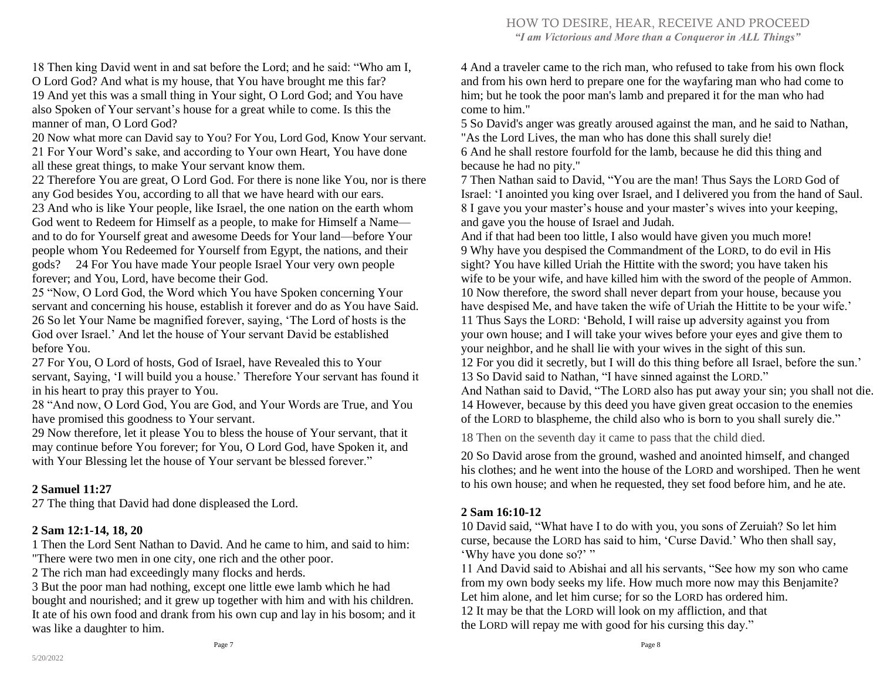18 Then king David went in and sat before the Lord; and he said: "Who am I, O Lord God? And what is my house, that You have brought me this far?
19 And yet this was a small thing in Your sight, O Lord God; and You have also Spoken of Your servant's house for a great while to come. Is this the manner of man, O Lord God?
20 Now what more can David say to You? For You, Lord God, Know Your servant.
21 For Your Word's sake, and according to Your own Heart, You have done all these great things, to make Your servant know them.
22 Therefore You are great, O Lord God. For there is none like You, nor is there any God besides You, according to all that we have heard with our ears.
23 And who is like Your people, like Israel, the one nation on the earth whom God went to Redeem for Himself as a people, to make for Himself a Name—and to do for Yourself great and awesome Deeds for Your land—before Your people whom You Redeemed for Yourself from Egypt, the nations, and their gods? 24 For You have made Your people Israel Your very own people forever; and You, Lord, have become their God.
25 "Now, O Lord God, the Word which You have Spoken concerning Your servant and concerning his house, establish it forever and do as You have Said.
26 So let Your Name be magnified forever, saying, 'The Lord of hosts is the God over Israel.' And let the house of Your servant David be established before You.
27 For You, O Lord of hosts, God of Israel, have Revealed this to Your servant, Saying, 'I will build you a house.' Therefore Your servant has found it in his heart to pray this prayer to You.
28 "And now, O Lord God, You are God, and Your Words are True, and You have promised this goodness to Your servant.
29 Now therefore, let it please You to bless the house of Your servant, that it may continue before You forever; for You, O Lord God, have Spoken it, and with Your Blessing let the house of Your servant be blessed forever."

**2 Samuel 11:27**

27 The thing that David had done displeased the Lord.

**2 Sam 12:1-14, 18, 20**

1 Then the Lord Sent Nathan to David. And he came to him, and said to him: "There were two men in one city, one rich and the other poor.
2 The rich man had exceedingly many flocks and herds.
3 But the poor man had nothing, except one little ewe lamb which he had bought and nourished; and it grew up together with him and with his children. It ate of his own food and drank from his own cup and lay in his bosom; and it was like a daughter to him.
4 And a traveler came to the rich man, who refused to take from his own flock and from his own herd to prepare one for the wayfaring man who had come to him; but he took the poor man's lamb and prepared it for the man who had come to him."
5 So David's anger was greatly aroused against the man, and he said to Nathan, "As the Lord Lives, the man who has done this shall surely die!
6 And he shall restore fourfold for the lamb, because he did this thing and because he had no pity."
7 Then Nathan said to David, "You are the man! Thus Says the LORD God of Israel: 'I anointed you king over Israel, and I delivered you from the hand of Saul.
8 I gave you your master's house and your master's wives into your keeping, and gave you the house of Israel and Judah.
And if that had been too little, I also would have given you much more!
9 Why have you despised the Commandment of the LORD, to do evil in His sight? You have killed Uriah the Hittite with the sword; you have taken his wife to be your wife, and have killed him with the sword of the people of Ammon.
10 Now therefore, the sword shall never depart from your house, because you have despised Me, and have taken the wife of Uriah the Hittite to be your wife.'
11 Thus Says the LORD: 'Behold, I will raise up adversity against you from your own house; and I will take your wives before your eyes and give them to your neighbor, and he shall lie with your wives in the sight of this sun.
12 For you did it secretly, but I will do this thing before all Israel, before the sun.'
13 So David said to Nathan, "I have sinned against the LORD."
And Nathan said to David, "The LORD also has put away your sin; you shall not die.
14 However, because by this deed you have given great occasion to the enemies of the LORD to blaspheme, the child also who is born to you shall surely die."

18 Then on the seventh day it came to pass that the child died.

20 So David arose from the ground, washed and anointed himself, and changed his clothes; and he went into the house of the LORD and worshiped. Then he went to his own house; and when he requested, they set food before him, and he ate.

**2 Sam 16:10-12**

10 David said, "What have I to do with you, you sons of Zeruiah? So let him curse, because the LORD has said to him, 'Curse David.' Who then shall say, 'Why have you done so?' "
11 And David said to Abishai and all his servants, "See how my son who came from my own body seeks my life. How much more now may this Benjamite? Let him alone, and let him curse; for so the LORD has ordered him.
12 It may be that the LORD will look on my affliction, and that the LORD will repay me with good for his cursing this day."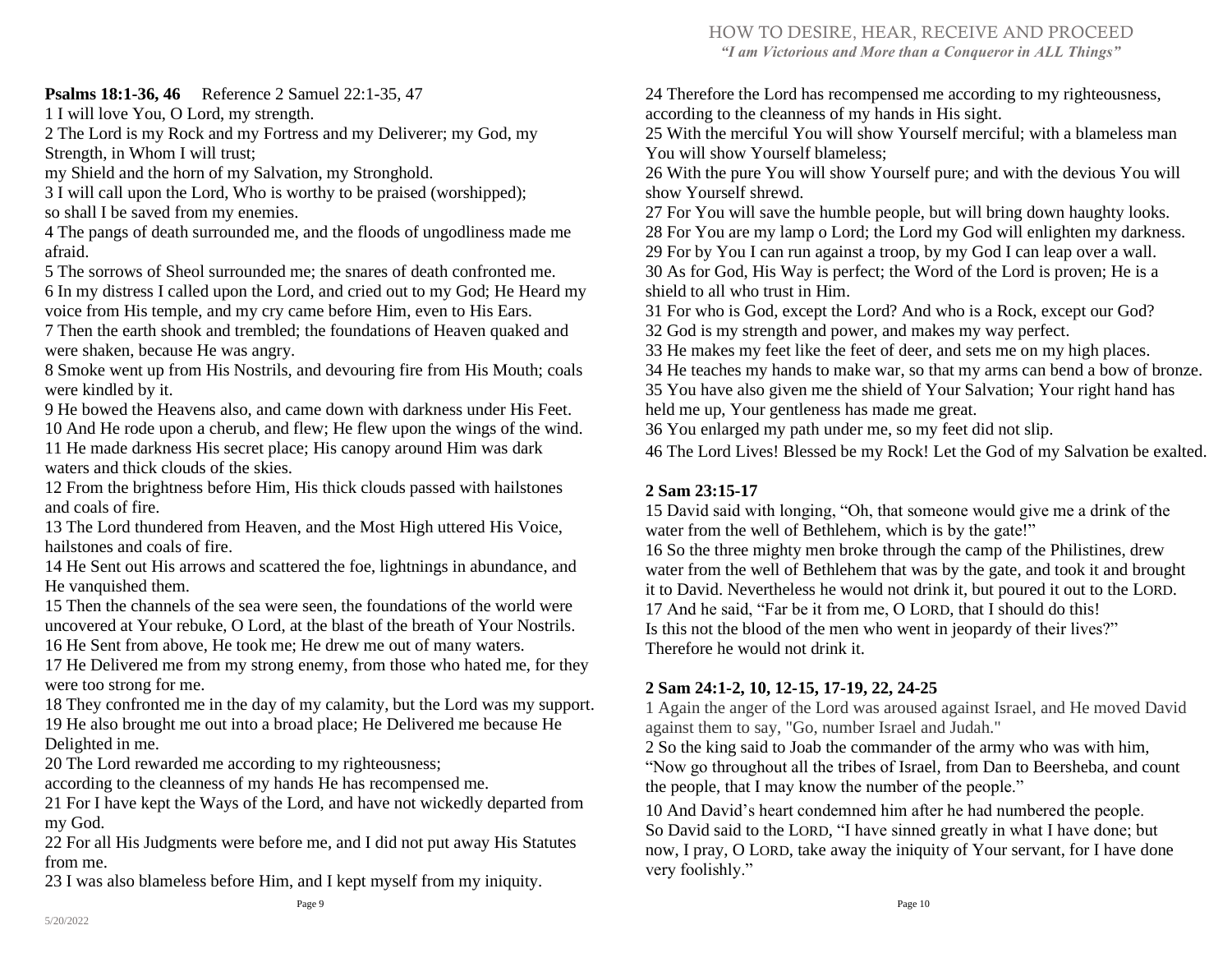**Psalms 18:1-36, 46** Reference 2 Samuel 22:1-35, 47

1 I will love You, O Lord, my strength.
2 The Lord is my Rock and my Fortress and my Deliverer; my God, my Strength, in Whom I will trust;
my Shield and the horn of my Salvation, my Stronghold.
3 I will call upon the Lord, Who is worthy to be praised (worshipped);
so shall I be saved from my enemies.
4 The pangs of death surrounded me, and the floods of ungodliness made me afraid.
5 The sorrows of Sheol surrounded me; the snares of death confronted me.
6 In my distress I called upon the Lord, and cried out to my God; He Heard my voice from His temple, and my cry came before Him, even to His Ears.
7 Then the earth shook and trembled; the foundations of Heaven quaked and were shaken, because He was angry.
8 Smoke went up from His Nostrils, and devouring fire from His Mouth; coals were kindled by it.
9 He bowed the Heavens also, and came down with darkness under His Feet.
10 And He rode upon a cherub, and flew; He flew upon the wings of the wind.
11 He made darkness His secret place; His canopy around Him was dark waters and thick clouds of the skies.
12 From the brightness before Him, His thick clouds passed with hailstones and coals of fire.
13 The Lord thundered from Heaven, and the Most High uttered His Voice, hailstones and coals of fire.
14 He Sent out His arrows and scattered the foe, lightnings in abundance, and He vanquished them.
15 Then the channels of the sea were seen, the foundations of the world were uncovered at Your rebuke, O Lord, at the blast of the breath of Your Nostrils.
16 He Sent from above, He took me; He drew me out of many waters.
17 He Delivered me from my strong enemy, from those who hated me, for they were too strong for me.
18 They confronted me in the day of my calamity, but the Lord was my support.
19 He also brought me out into a broad place; He Delivered me because He Delighted in me.
20 The Lord rewarded me according to my righteousness;
according to the cleanness of my hands He has recompensed me.
21 For I have kept the Ways of the Lord, and have not wickedly departed from my God.
22 For all His Judgments were before me, and I did not put away His Statutes from me.
23 I was also blameless before Him, and I kept myself from my iniquity.
24 Therefore the Lord has recompensed me according to my righteousness, according to the cleanness of my hands in His sight.
25 With the merciful You will show Yourself merciful; with a blameless man You will show Yourself blameless;
26 With the pure You will show Yourself pure; and with the devious You will show Yourself shrewd.
27 For You will save the humble people, but will bring down haughty looks.
28 For You are my lamp o Lord; the Lord my God will enlighten my darkness.
29 For by You I can run against a troop, by my God I can leap over a wall.
30 As for God, His Way is perfect; the Word of the Lord is proven; He is a shield to all who trust in Him.
31 For who is God, except the Lord? And who is a Rock, except our God?
32 God is my strength and power, and makes my way perfect.
33 He makes my feet like the feet of deer, and sets me on my high places.
34 He teaches my hands to make war, so that my arms can bend a bow of bronze.
35 You have also given me the shield of Your Salvation; Your right hand has held me up, Your gentleness has made me great.
36 You enlarged my path under me, so my feet did not slip.
46 The Lord Lives! Blessed be my Rock! Let the God of my Salvation be exalted.

**2 Sam 23:15-17**

15 David said with longing, "Oh, that someone would give me a drink of the water from the well of Bethlehem, which is by the gate!"
16 So the three mighty men broke through the camp of the Philistines, drew water from the well of Bethlehem that was by the gate, and took it and brought it to David. Nevertheless he would not drink it, but poured it out to the LORD.
17 And he said, "Far be it from me, O LORD, that I should do this!
Is this not the blood of the men who went in jeopardy of their lives?"
Therefore he would not drink it.

**2 Sam 24:1-2, 10, 12-15, 17-19, 22, 24-25**

1 Again the anger of the Lord was aroused against Israel, and He moved David against them to say, "Go, number Israel and Judah."
2 So the king said to Joab the commander of the army who was with him, "Now go throughout all the tribes of Israel, from Dan to Beersheba, and count the people, that I may know the number of the people."
10 And David's heart condemned him after he had numbered the people.
So David said to the LORD, "I have sinned greatly in what I have done; but now, I pray, O LORD, take away the iniquity of Your servant, for I have done very foolishly."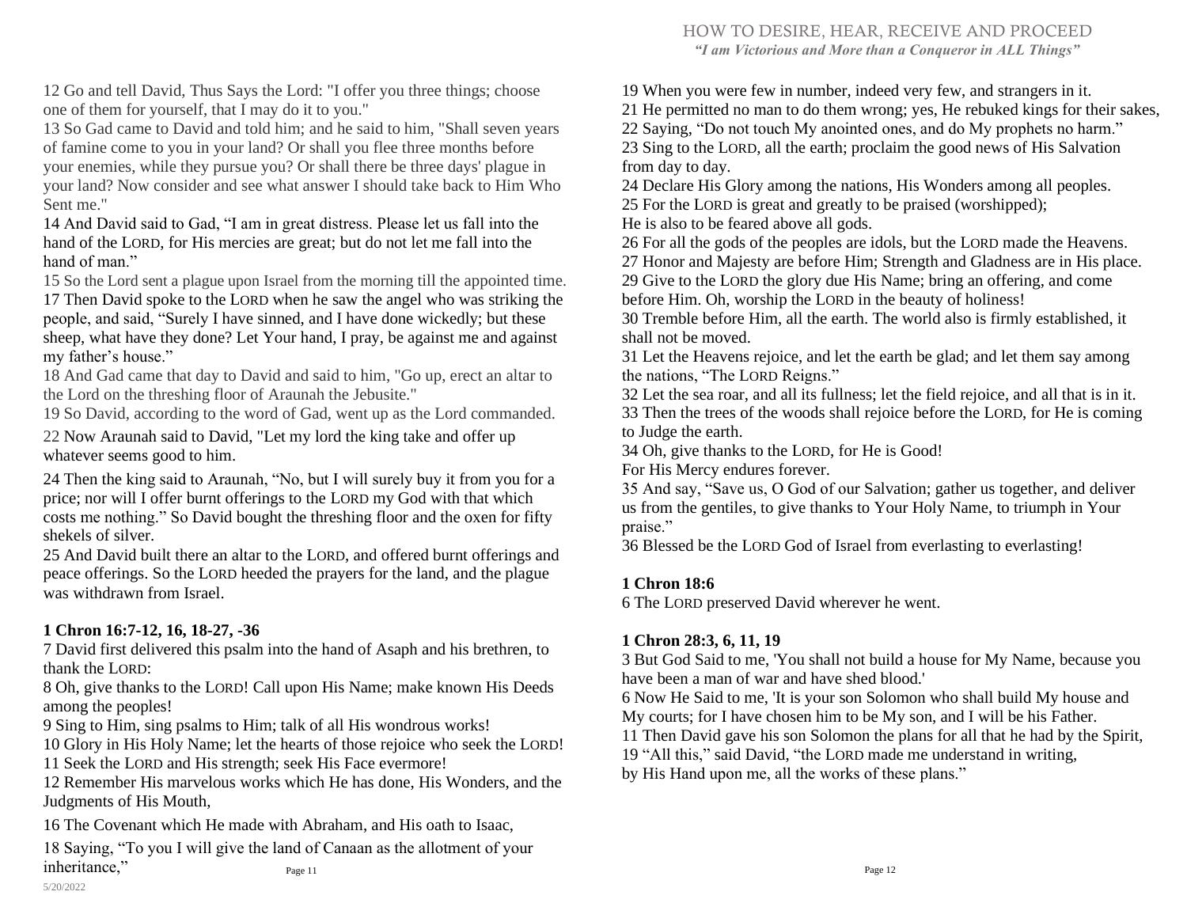12 Go and tell David, Thus Says the Lord: "I offer you three things; choose one of them for yourself, that I may do it to you."

13 So Gad came to David and told him; and he said to him, "Shall seven years of famine come to you in your land? Or shall you flee three months before your enemies, while they pursue you? Or shall there be three days' plague in your land? Now consider and see what answer I should take back to Him Who Sent me."

14 And David said to Gad, "I am in great distress. Please let us fall into the hand of the LORD, for His mercies are great; but do not let me fall into the hand of man."

15 So the Lord sent a plague upon Israel from the morning till the appointed time.

17 Then David spoke to the LORD when he saw the angel who was striking the people, and said, "Surely I have sinned, and I have done wickedly; but these sheep, what have they done? Let Your hand, I pray, be against me and against my father's house."

18 And Gad came that day to David and said to him, "Go up, erect an altar to the Lord on the threshing floor of Araunah the Jebusite."

19 So David, according to the word of Gad, went up as the Lord commanded.

22 Now Araunah said to David, "Let my lord the king take and offer up whatever seems good to him.

24 Then the king said to Araunah, "No, but I will surely buy it from you for a price; nor will I offer burnt offerings to the LORD my God with that which costs me nothing." So David bought the threshing floor and the oxen for fifty shekels of silver.

25 And David built there an altar to the LORD, and offered burnt offerings and peace offerings. So the LORD heeded the prayers for the land, and the plague was withdrawn from Israel.

**1 Chron 16:7-12, 16, 18-27, -36**

7 David first delivered this psalm into the hand of Asaph and his brethren, to thank the LORD:

8 Oh, give thanks to the LORD! Call upon His Name; make known His Deeds among the peoples!

9 Sing to Him, sing psalms to Him; talk of all His wondrous works!

10 Glory in His Holy Name; let the hearts of those rejoice who seek the LORD!

11 Seek the LORD and His strength; seek His Face evermore!

12 Remember His marvelous works which He has done, His Wonders, and the Judgments of His Mouth,

16 The Covenant which He made with Abraham, and His oath to Isaac,

18 Saying, "To you I will give the land of Canaan as the allotment of your inheritance,"

19 When you were few in number, indeed very few, and strangers in it.

21 He permitted no man to do them wrong; yes, He rebuked kings for their sakes,

22 Saying, "Do not touch My anointed ones, and do My prophets no harm."

23 Sing to the LORD, all the earth; proclaim the good news of His Salvation from day to day.

24 Declare His Glory among the nations, His Wonders among all peoples.

25 For the LORD is great and greatly to be praised (worshipped);
He is also to be feared above all gods.

26 For all the gods of the peoples are idols, but the LORD made the Heavens.

27 Honor and Majesty are before Him; Strength and Gladness are in His place.

29 Give to the LORD the glory due His Name; bring an offering, and come before Him. Oh, worship the LORD in the beauty of holiness!

30 Tremble before Him, all the earth. The world also is firmly established, it shall not be moved.

31 Let the Heavens rejoice, and let the earth be glad; and let them say among the nations, "The LORD Reigns."

32 Let the sea roar, and all its fullness; let the field rejoice, and all that is in it.

33 Then the trees of the woods shall rejoice before the LORD, for He is coming to Judge the earth.

34 Oh, give thanks to the LORD, for He is Good!
For His Mercy endures forever.

35 And say, "Save us, O God of our Salvation; gather us together, and deliver us from the gentiles, to give thanks to Your Holy Name, to triumph in Your praise."

36 Blessed be the LORD God of Israel from everlasting to everlasting!

**1 Chron 18:6**

6 The LORD preserved David wherever he went.

**1 Chron 28:3, 6, 11, 19**

3 But God Said to me, 'You shall not build a house for My Name, because you have been a man of war and have shed blood.'

6 Now He Said to me, 'It is your son Solomon who shall build My house and My courts; for I have chosen him to be My son, and I will be his Father.

11 Then David gave his son Solomon the plans for all that he had by the Spirit,

19 "All this," said David, "the LORD made me understand in writing, by His Hand upon me, all the works of these plans."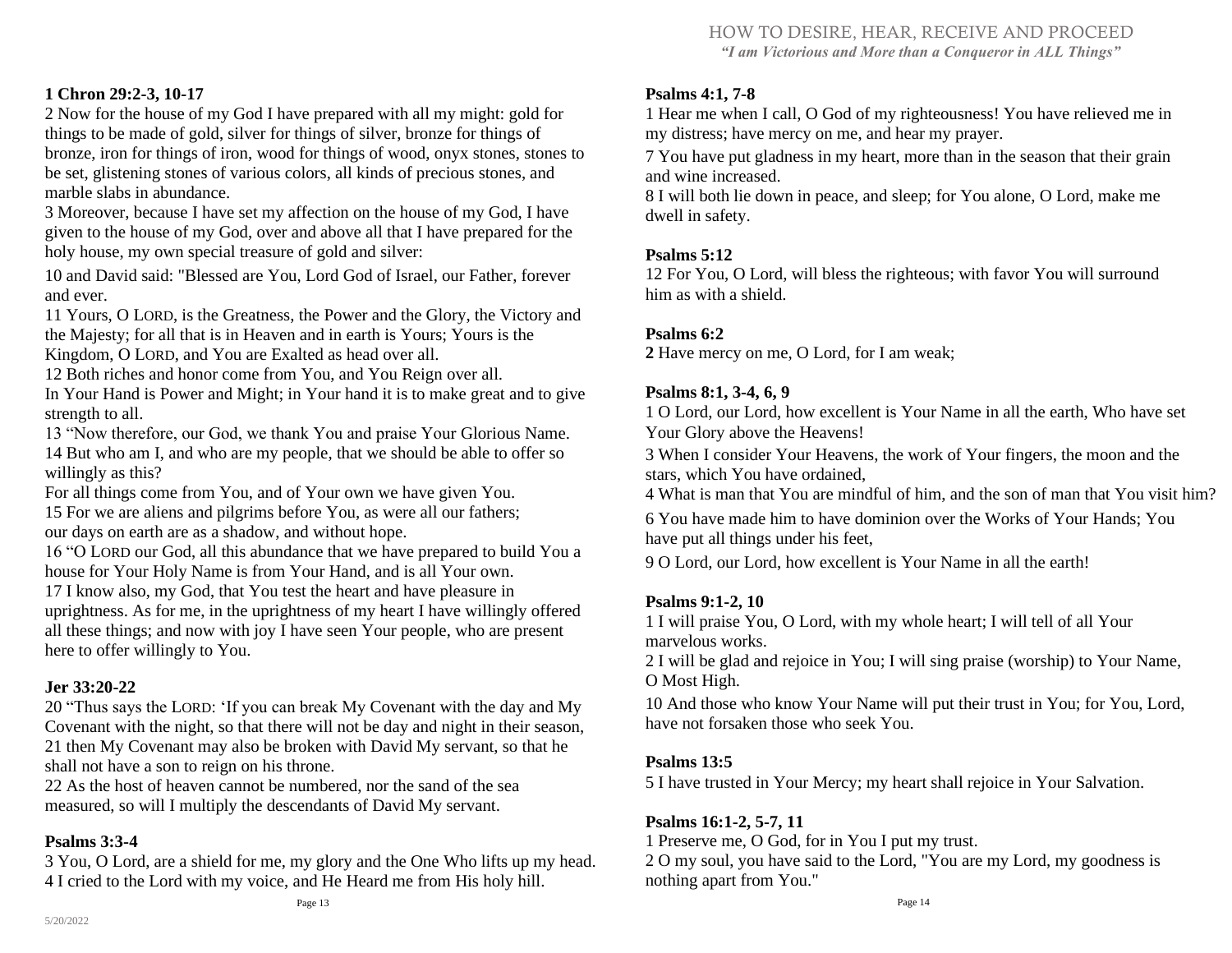**1 Chron 29:2-3, 10-17**

2 Now for the house of my God I have prepared with all my might: gold for things to be made of gold, silver for things of silver, bronze for things of bronze, iron for things of iron, wood for things of wood, onyx stones, stones to be set, glistening stones of various colors, all kinds of precious stones, and marble slabs in abundance.
3 Moreover, because I have set my affection on the house of my God, I have given to the house of my God, over and above all that I have prepared for the holy house, my own special treasure of gold and silver:

10 and David said: "Blessed are You, Lord God of Israel, our Father, forever and ever.
11 Yours, O LORD, is the Greatness, the Power and the Glory, the Victory and the Majesty; for all that is in Heaven and in earth is Yours; Yours is the Kingdom, O LORD, and You are Exalted as head over all.
12 Both riches and honor come from You, and You Reign over all.
In Your Hand is Power and Might; in Your hand it is to make great and to give strength to all.
13 "Now therefore, our God, we thank You and praise Your Glorious Name.
14 But who am I, and who are my people, that we should be able to offer so willingly as this?
For all things come from You, and of Your own we have given You.
15 For we are aliens and pilgrims before You, as were all our fathers;
our days on earth are as a shadow, and without hope.
16 "O LORD our God, all this abundance that we have prepared to build You a house for Your Holy Name is from Your Hand, and is all Your own.
17 I know also, my God, that You test the heart and have pleasure in uprightness. As for me, in the uprightness of my heart I have willingly offered all these things; and now with joy I have seen Your people, who are present here to offer willingly to You.

**Jer 33:20-22**

20 "Thus says the LORD: 'If you can break My Covenant with the day and My Covenant with the night, so that there will not be day and night in their season,
21 then My Covenant may also be broken with David My servant, so that he shall not have a son to reign on his throne.
22 As the host of heaven cannot be numbered, nor the sand of the sea measured, so will I multiply the descendants of David My servant.

**Psalms 3:3-4**

3 You, O Lord, are a shield for me, my glory and the One Who lifts up my head.
4 I cried to the Lord with my voice, and He Heard me from His holy hill.

**Psalms 4:1, 7-8**

1 Hear me when I call, O God of my righteousness! You have relieved me in my distress; have mercy on me, and hear my prayer.

7 You have put gladness in my heart, more than in the season that their grain and wine increased.
8 I will both lie down in peace, and sleep; for You alone, O Lord, make me dwell in safety.

**Psalms 5:12**

12 For You, O Lord, will bless the righteous; with favor You will surround him as with a shield.

**Psalms 6:2**

**2** Have mercy on me, O Lord, for I am weak;

**Psalms 8:1, 3-4, 6, 9**

1 O Lord, our Lord, how excellent is Your Name in all the earth, Who have set Your Glory above the Heavens!

3 When I consider Your Heavens, the work of Your fingers, the moon and the stars, which You have ordained,
4 What is man that You are mindful of him, and the son of man that You visit him?

6 You have made him to have dominion over the Works of Your Hands; You have put all things under his feet,

9 O Lord, our Lord, how excellent is Your Name in all the earth!

**Psalms 9:1-2, 10**

1 I will praise You, O Lord, with my whole heart; I will tell of all Your marvelous works.
2 I will be glad and rejoice in You; I will sing praise (worship) to Your Name, O Most High.

10 And those who know Your Name will put their trust in You; for You, Lord, have not forsaken those who seek You.

**Psalms 13:5**

5 I have trusted in Your Mercy; my heart shall rejoice in Your Salvation.

**Psalms 16:1-2, 5-7, 11**

1 Preserve me, O God, for in You I put my trust.
2 O my soul, you have said to the Lord, "You are my Lord, my goodness is nothing apart from You."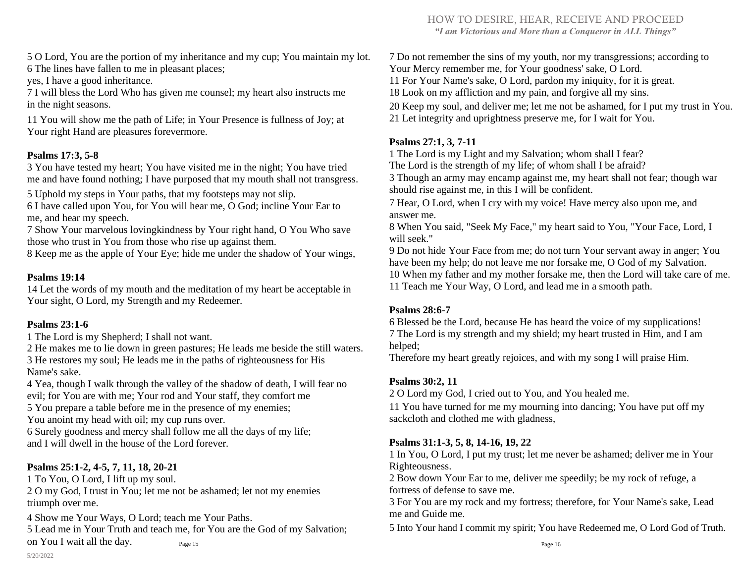5 O Lord, You are the portion of my inheritance and my cup; You maintain my lot.
6 The lines have fallen to me in pleasant places;
yes, I have a good inheritance.
7 I will bless the Lord Who has given me counsel; my heart also instructs me in the night seasons.

11 You will show me the path of Life; in Your Presence is fullness of Joy; at Your right Hand are pleasures forevermore.

**Psalms 17:3, 5-8**

3 You have tested my heart; You have visited me in the night; You have tried me and have found nothing; I have purposed that my mouth shall not transgress.

5 Uphold my steps in Your paths, that my footsteps may not slip.
6 I have called upon You, for You will hear me, O God; incline Your Ear to me, and hear my speech.
7 Show Your marvelous lovingkindness by Your right hand, O You Who save those who trust in You from those who rise up against them.
8 Keep me as the apple of Your Eye; hide me under the shadow of Your wings,

**Psalms 19:14**

14 Let the words of my mouth and the meditation of my heart be acceptable in Your sight, O Lord, my Strength and my Redeemer.

**Psalms 23:1-6**

1 The Lord is my Shepherd; I shall not want.
2 He makes me to lie down in green pastures; He leads me beside the still waters.
3 He restores my soul; He leads me in the paths of righteousness for His Name's sake.
4 Yea, though I walk through the valley of the shadow of death, I will fear no evil; for You are with me; Your rod and Your staff, they comfort me
5 You prepare a table before me in the presence of my enemies;
You anoint my head with oil; my cup runs over.
6 Surely goodness and mercy shall follow me all the days of my life;
and I will dwell in the house of the Lord forever.

**Psalms 25:1-2, 4-5, 7, 11, 18, 20-21**

1 To You, O Lord, I lift up my soul.
2 O my God, I trust in You; let me not be ashamed; let not my enemies triumph over me.

4 Show me Your Ways, O Lord; teach me Your Paths.
5 Lead me in Your Truth and teach me, for You are the God of my Salvation; on You I wait all the day.

7 Do not remember the sins of my youth, nor my transgressions; according to Your Mercy remember me, for Your goodness' sake, O Lord.
11 For Your Name's sake, O Lord, pardon my iniquity, for it is great.
18 Look on my affliction and my pain, and forgive all my sins.
20 Keep my soul, and deliver me; let me not be ashamed, for I put my trust in You.
21 Let integrity and uprightness preserve me, for I wait for You.

**Psalms 27:1, 3, 7-11**

1 The Lord is my Light and my Salvation; whom shall I fear?
The Lord is the strength of my life; of whom shall I be afraid?
3 Though an army may encamp against me, my heart shall not fear; though war should rise against me, in this I will be confident.
7 Hear, O Lord, when I cry with my voice! Have mercy also upon me, and answer me.
8 When You said, "Seek My Face," my heart said to You, "Your Face, Lord, I will seek."
9 Do not hide Your Face from me; do not turn Your servant away in anger; You have been my help; do not leave me nor forsake me, O God of my Salvation.
10 When my father and my mother forsake me, then the Lord will take care of me.
11 Teach me Your Way, O Lord, and lead me in a smooth path.

**Psalms 28:6-7**

6 Blessed be the Lord, because He has heard the voice of my supplications!
7 The Lord is my strength and my shield; my heart trusted in Him, and I am helped;
Therefore my heart greatly rejoices, and with my song I will praise Him.

**Psalms 30:2, 11**

2 O Lord my God, I cried out to You, and You healed me.
11 You have turned for me my mourning into dancing; You have put off my sackcloth and clothed me with gladness,

**Psalms 31:1-3, 5, 8, 14-16, 19, 22**

1 In You, O Lord, I put my trust; let me never be ashamed; deliver me in Your Righteousness.
2 Bow down Your Ear to me, deliver me speedily; be my rock of refuge, a fortress of defense to save me.
3 For You are my rock and my fortress; therefore, for Your Name's sake, Lead me and Guide me.
5 Into Your hand I commit my spirit; You have Redeemed me, O Lord God of Truth.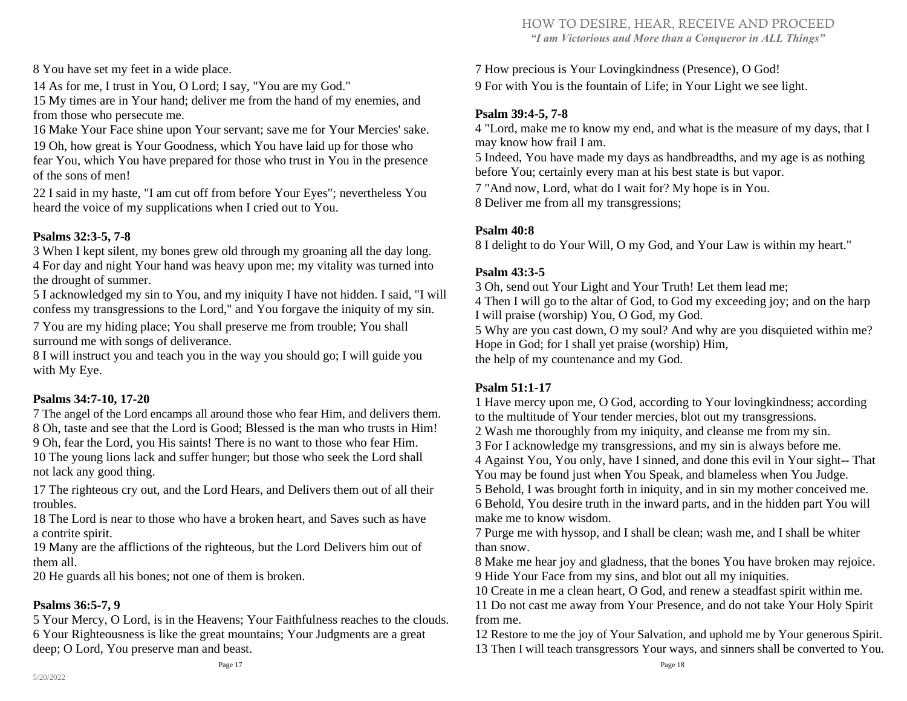8 You have set my feet in a wide place.

14 As for me, I trust in You, O Lord; I say, "You are my God."
15 My times are in Your hand; deliver me from the hand of my enemies, and from those who persecute me.
16 Make Your Face shine upon Your servant; save me for Your Mercies' sake.

19 Oh, how great is Your Goodness, which You have laid up for those who fear You, which You have prepared for those who trust in You in the presence of the sons of men!

22 I said in my haste, "I am cut off from before Your Eyes"; nevertheless You heard the voice of my supplications when I cried out to You.

**Psalms 32:3-5, 7-8**

3 When I kept silent, my bones grew old through my groaning all the day long.
4 For day and night Your hand was heavy upon me; my vitality was turned into the drought of summer.
5 I acknowledged my sin to You, and my iniquity I have not hidden. I said, "I will confess my transgressions to the Lord," and You forgave the iniquity of my sin.

7 You are my hiding place; You shall preserve me from trouble; You shall surround me with songs of deliverance.
8 I will instruct you and teach you in the way you should go; I will guide you with My Eye.

**Psalms 34:7-10, 17-20**

7 The angel of the Lord encamps all around those who fear Him, and delivers them.
8 Oh, taste and see that the Lord is Good; Blessed is the man who trusts in Him!
9 Oh, fear the Lord, you His saints! There is no want to those who fear Him.
10 The young lions lack and suffer hunger; but those who seek the Lord shall not lack any good thing.

17 The righteous cry out, and the Lord Hears, and Delivers them out of all their troubles.
18 The Lord is near to those who have a broken heart, and Saves such as have a contrite spirit.
19 Many are the afflictions of the righteous, but the Lord Delivers him out of them all.
20 He guards all his bones; not one of them is broken.

**Psalms 36:5-7, 9**

5 Your Mercy, O Lord, is in the Heavens; Your Faithfulness reaches to the clouds.
6 Your Righteousness is like the great mountains; Your Judgments are a great deep; O Lord, You preserve man and beast.
7 How precious is Your Lovingkindness (Presence), O God!
9 For with You is the fountain of Life; in Your Light we see light.

**Psalm 39:4-5, 7-8**

4 "Lord, make me to know my end, and what is the measure of my days, that I may know how frail I am.
5 Indeed, You have made my days as handbreadths, and my age is as nothing before You; certainly every man at his best state is but vapor.
7 "And now, Lord, what do I wait for? My hope is in You.
8 Deliver me from all my transgressions;

**Psalm 40:8**

8 I delight to do Your Will, O my God, and Your Law is within my heart."

**Psalm 43:3-5**

3 Oh, send out Your Light and Your Truth! Let them lead me;
4 Then I will go to the altar of God, to God my exceeding joy; and on the harp I will praise (worship) You, O God, my God.
5 Why are you cast down, O my soul? And why are you disquieted within me? Hope in God; for I shall yet praise (worship) Him,
the help of my countenance and my God.

**Psalm 51:1-17**

1 Have mercy upon me, O God, according to Your lovingkindness; according to the multitude of Your tender mercies, blot out my transgressions.
2 Wash me thoroughly from my iniquity, and cleanse me from my sin.
3 For I acknowledge my transgressions, and my sin is always before me.
4 Against You, You only, have I sinned, and done this evil in Your sight-- That You may be found just when You Speak, and blameless when You Judge.
5 Behold, I was brought forth in iniquity, and in sin my mother conceived me.
6 Behold, You desire truth in the inward parts, and in the hidden part You will make me to know wisdom.
7 Purge me with hyssop, and I shall be clean; wash me, and I shall be whiter than snow.
8 Make me hear joy and gladness, that the bones You have broken may rejoice.
9 Hide Your Face from my sins, and blot out all my iniquities.
10 Create in me a clean heart, O God, and renew a steadfast spirit within me.
11 Do not cast me away from Your Presence, and do not take Your Holy Spirit from me.
12 Restore to me the joy of Your Salvation, and uphold me by Your generous Spirit.
13 Then I will teach transgressors Your ways, and sinners shall be converted to You.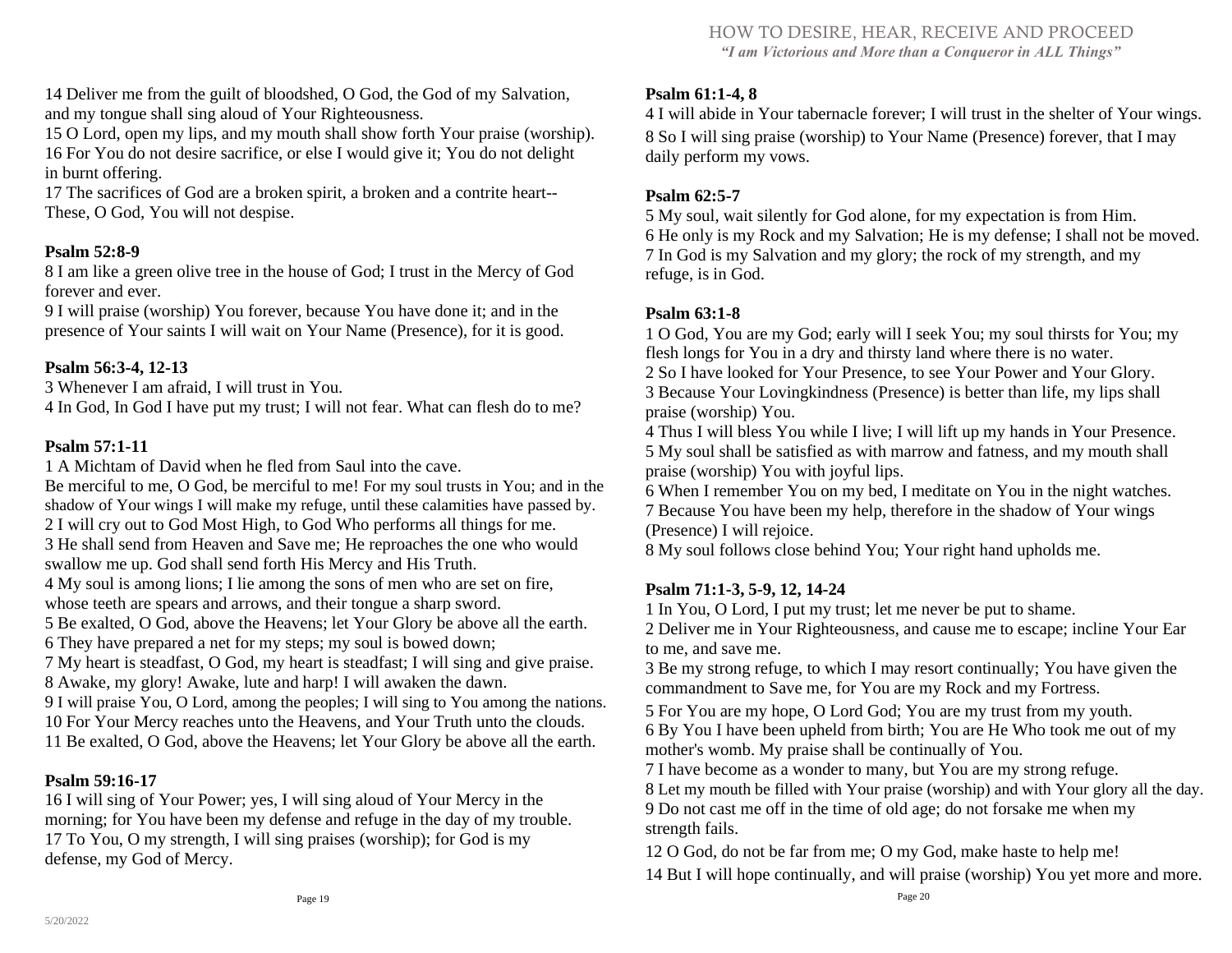14 Deliver me from the guilt of bloodshed, O God, the God of my Salvation, and my tongue shall sing aloud of Your Righteousness.
15 O Lord, open my lips, and my mouth shall show forth Your praise (worship).
16 For You do not desire sacrifice, or else I would give it; You do not delight in burnt offering.
17 The sacrifices of God are a broken spirit, a broken and a contrite heart-- These, O God, You will not despise.

**Psalm 52:8-9**

8 I am like a green olive tree in the house of God; I trust in the Mercy of God forever and ever.
9 I will praise (worship) You forever, because You have done it; and in the presence of Your saints I will wait on Your Name (Presence), for it is good.

**Psalm 56:3-4, 12-13**

3 Whenever I am afraid, I will trust in You.
4 In God, In God I have put my trust; I will not fear. What can flesh do to me?

**Psalm 57:1-11**

1 A Michtam of David when he fled from Saul into the cave.
Be merciful to me, O God, be merciful to me! For my soul trusts in You; and in the shadow of Your wings I will make my refuge, until these calamities have passed by.
2 I will cry out to God Most High, to God Who performs all things for me.
3 He shall send from Heaven and Save me; He reproaches the one who would swallow me up. God shall send forth His Mercy and His Truth.
4 My soul is among lions; I lie among the sons of men who are set on fire, whose teeth are spears and arrows, and their tongue a sharp sword.
5 Be exalted, O God, above the Heavens; let Your Glory be above all the earth.
6 They have prepared a net for my steps; my soul is bowed down;
7 My heart is steadfast, O God, my heart is steadfast; I will sing and give praise.
8 Awake, my glory! Awake, lute and harp! I will awaken the dawn.
9 I will praise You, O Lord, among the peoples; I will sing to You among the nations.
10 For Your Mercy reaches unto the Heavens, and Your Truth unto the clouds.
11 Be exalted, O God, above the Heavens; let Your Glory be above all the earth.

**Psalm 59:16-17**

16 I will sing of Your Power; yes, I will sing aloud of Your Mercy in the morning; for You have been my defense and refuge in the day of my trouble.
17 To You, O my strength, I will sing praises (worship); for God is my defense, my God of Mercy.

**Psalm 61:1-4, 8**

4 I will abide in Your tabernacle forever; I will trust in the shelter of Your wings.
8 So I will sing praise (worship) to Your Name (Presence) forever, that I may daily perform my vows.

**Psalm 62:5-7**

5 My soul, wait silently for God alone, for my expectation is from Him.
6 He only is my Rock and my Salvation; He is my defense; I shall not be moved.
7 In God is my Salvation and my glory; the rock of my strength, and my refuge, is in God.

**Psalm 63:1-8**

1 O God, You are my God; early will I seek You; my soul thirsts for You; my flesh longs for You in a dry and thirsty land where there is no water.
2 So I have looked for Your Presence, to see Your Power and Your Glory.
3 Because Your Lovingkindness (Presence) is better than life, my lips shall praise (worship) You.
4 Thus I will bless You while I live; I will lift up my hands in Your Presence.
5 My soul shall be satisfied as with marrow and fatness, and my mouth shall praise (worship) You with joyful lips.
6 When I remember You on my bed, I meditate on You in the night watches.
7 Because You have been my help, therefore in the shadow of Your wings (Presence) I will rejoice.
8 My soul follows close behind You; Your right hand upholds me.

**Psalm 71:1-3, 5-9, 12, 14-24**

1 In You, O Lord, I put my trust; let me never be put to shame.
2 Deliver me in Your Righteousness, and cause me to escape; incline Your Ear to me, and save me.
3 Be my strong refuge, to which I may resort continually; You have given the commandment to Save me, for You are my Rock and my Fortress.
5 For You are my hope, O Lord God; You are my trust from my youth.
6 By You I have been upheld from birth; You are He Who took me out of my mother's womb. My praise shall be continually of You.
7 I have become as a wonder to many, but You are my strong refuge.
8 Let my mouth be filled with Your praise (worship) and with Your glory all the day.
9 Do not cast me off in the time of old age; do not forsake me when my strength fails.
12 O God, do not be far from me; O my God, make haste to help me!
14 But I will hope continually, and will praise (worship) You yet more and more.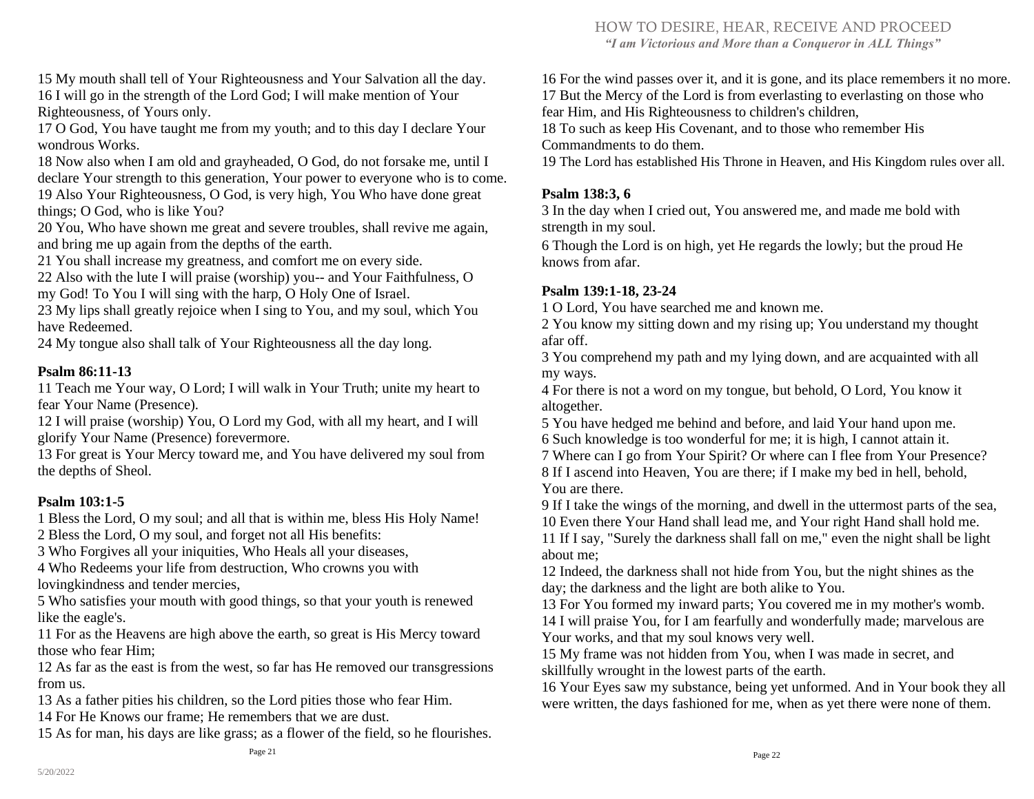15 My mouth shall tell of Your Righteousness and Your Salvation all the day.
16 I will go in the strength of the Lord God; I will make mention of Your Righteousness, of Yours only.
17 O God, You have taught me from my youth; and to this day I declare Your wondrous Works.
18 Now also when I am old and grayheaded, O God, do not forsake me, until I declare Your strength to this generation, Your power to everyone who is to come.
19 Also Your Righteousness, O God, is very high, You Who have done great things; O God, who is like You?
20 You, Who have shown me great and severe troubles, shall revive me again, and bring me up again from the depths of the earth.
21 You shall increase my greatness, and comfort me on every side.
22 Also with the lute I will praise (worship) you-- and Your Faithfulness, O my God! To You I will sing with the harp, O Holy One of Israel.
23 My lips shall greatly rejoice when I sing to You, and my soul, which You have Redeemed.
24 My tongue also shall talk of Your Righteousness all the day long.

**Psalm 86:11-13**

11 Teach me Your way, O Lord; I will walk in Your Truth; unite my heart to fear Your Name (Presence).
12 I will praise (worship) You, O Lord my God, with all my heart, and I will glorify Your Name (Presence) forevermore.
13 For great is Your Mercy toward me, and You have delivered my soul from the depths of Sheol.

**Psalm 103:1-5**

1 Bless the Lord, O my soul; and all that is within me, bless His Holy Name!
2 Bless the Lord, O my soul, and forget not all His benefits:
3 Who Forgives all your iniquities, Who Heals all your diseases,
4 Who Redeems your life from destruction, Who crowns you with lovingkindness and tender mercies,
5 Who satisfies your mouth with good things, so that your youth is renewed like the eagle's.
11 For as the Heavens are high above the earth, so great is His Mercy toward those who fear Him;
12 As far as the east is from the west, so far has He removed our transgressions from us.
13 As a father pities his children, so the Lord pities those who fear Him.
14 For He Knows our frame; He remembers that we are dust.
15 As for man, his days are like grass; as a flower of the field, so he flourishes.
16 For the wind passes over it, and it is gone, and its place remembers it no more.
17 But the Mercy of the Lord is from everlasting to everlasting on those who fear Him, and His Righteousness to children's children,
18 To such as keep His Covenant, and to those who remember His Commandments to do them.
19 The Lord has established His Throne in Heaven, and His Kingdom rules over all.

**Psalm 138:3, 6**

3 In the day when I cried out, You answered me, and made me bold with strength in my soul.
6 Though the Lord is on high, yet He regards the lowly; but the proud He knows from afar.

**Psalm 139:1-18, 23-24**

1 O Lord, You have searched me and known me.
2 You know my sitting down and my rising up; You understand my thought afar off.
3 You comprehend my path and my lying down, and are acquainted with all my ways.
4 For there is not a word on my tongue, but behold, O Lord, You know it altogether.
5 You have hedged me behind and before, and laid Your hand upon me.
6 Such knowledge is too wonderful for me; it is high, I cannot attain it.
7 Where can I go from Your Spirit? Or where can I flee from Your Presence?
8 If I ascend into Heaven, You are there; if I make my bed in hell, behold, You are there.
9 If I take the wings of the morning, and dwell in the uttermost parts of the sea,
10 Even there Your Hand shall lead me, and Your right Hand shall hold me.
11 If I say, "Surely the darkness shall fall on me," even the night shall be light about me;
12 Indeed, the darkness shall not hide from You, but the night shines as the day; the darkness and the light are both alike to You.
13 For You formed my inward parts; You covered me in my mother's womb.
14 I will praise You, for I am fearfully and wonderfully made; marvelous are Your works, and that my soul knows very well.
15 My frame was not hidden from You, when I was made in secret, and skillfully wrought in the lowest parts of the earth.
16 Your Eyes saw my substance, being yet unformed. And in Your book they all were written, the days fashioned for me, when as yet there were none of them.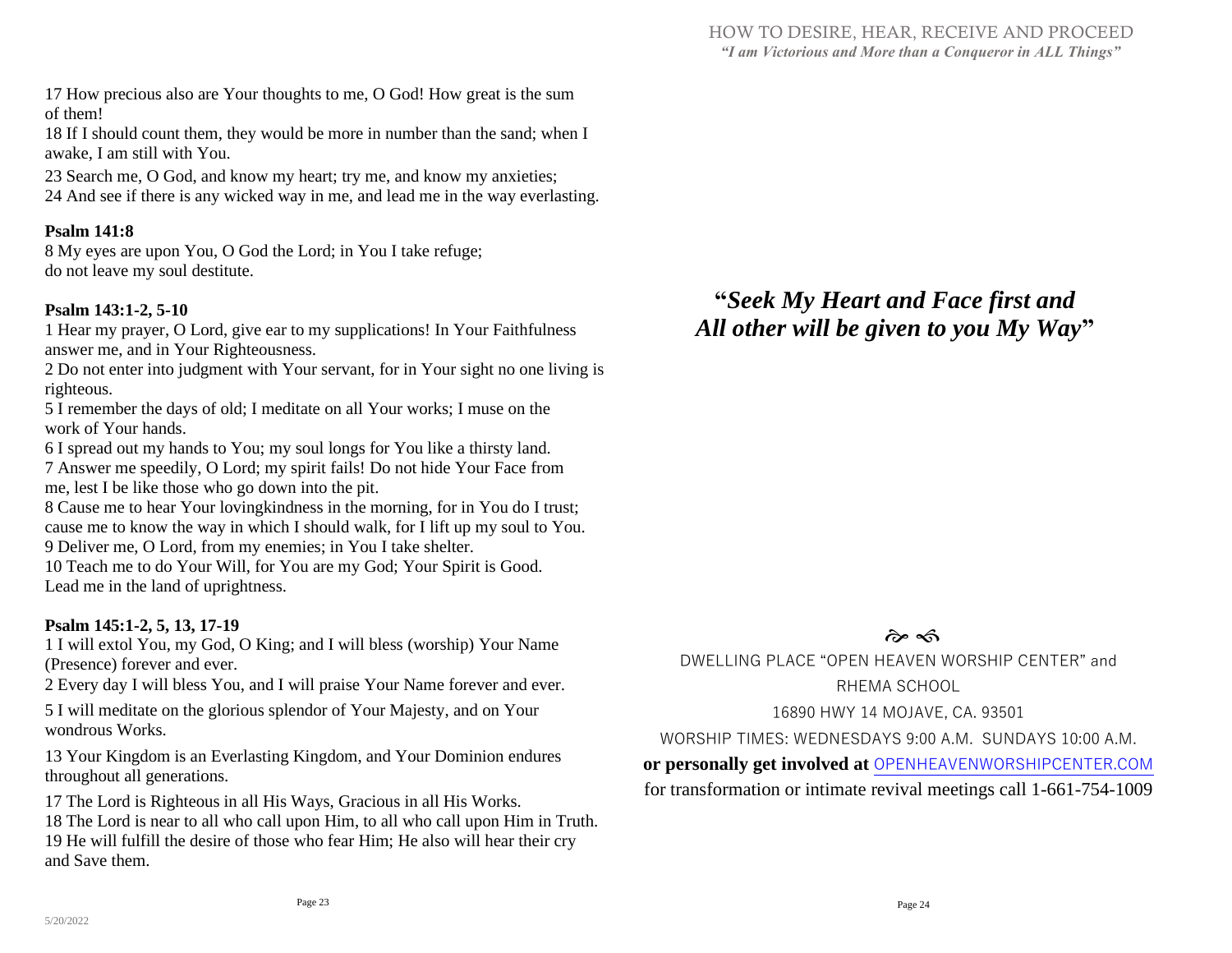17 How precious also are Your thoughts to me, O God! How great is the sum of them!

18 If I should count them, they would be more in number than the sand; when I awake, I am still with You.

23 Search me, O God, and know my heart; try me, and know my anxieties;

24 And see if there is any wicked way in me, and lead me in the way everlasting.

**Psalm 141:8**

8 My eyes are upon You, O God the Lord; in You I take refuge; do not leave my soul destitute.

**Psalm 143:1-2, 5-10**

1 Hear my prayer, O Lord, give ear to my supplications! In Your Faithfulness answer me, and in Your Righteousness.

2 Do not enter into judgment with Your servant, for in Your sight no one living is righteous.

5 I remember the days of old; I meditate on all Your works; I muse on the work of Your hands.

6 I spread out my hands to You; my soul longs for You like a thirsty land.

7 Answer me speedily, O Lord; my spirit fails! Do not hide Your Face from me, lest I be like those who go down into the pit.

8 Cause me to hear Your lovingkindness in the morning, for in You do I trust; cause me to know the way in which I should walk, for I lift up my soul to You.

9 Deliver me, O Lord, from my enemies; in You I take shelter.

10 Teach me to do Your Will, for You are my God; Your Spirit is Good. Lead me in the land of uprightness.

**Psalm 145:1-2, 5, 13, 17-19**

1 I will extol You, my God, O King; and I will bless (worship) Your Name (Presence) forever and ever.

2 Every day I will bless You, and I will praise Your Name forever and ever.

5 I will meditate on the glorious splendor of Your Majesty, and on Your wondrous Works.

13 Your Kingdom is an Everlasting Kingdom, and Your Dominion endures throughout all generations.

17 The Lord is Righteous in all His Ways, Gracious in all His Works.

18 The Lord is near to all who call upon Him, to all who call upon Him in Truth.

19 He will fulfill the desire of those who fear Him; He also will hear their cry and Save them.

## "*Seek My Heart and Face first and All other will be given to you My Way*"

DWELLING PLACE "OPEN HEAVEN WORSHIP CENTER" and RHEMA SCHOOL

16890 HWY 14 MOJAVE, CA. 93501

WORSHIP TIMES: WEDNESDAYS 9:00 A.M. SUNDAYS 10:00 A.M.

**or personally get involved at** OPENHEAVENWORSHIPCENTER.COM

for transformation or intimate revival meetings call 1-661-754-1009